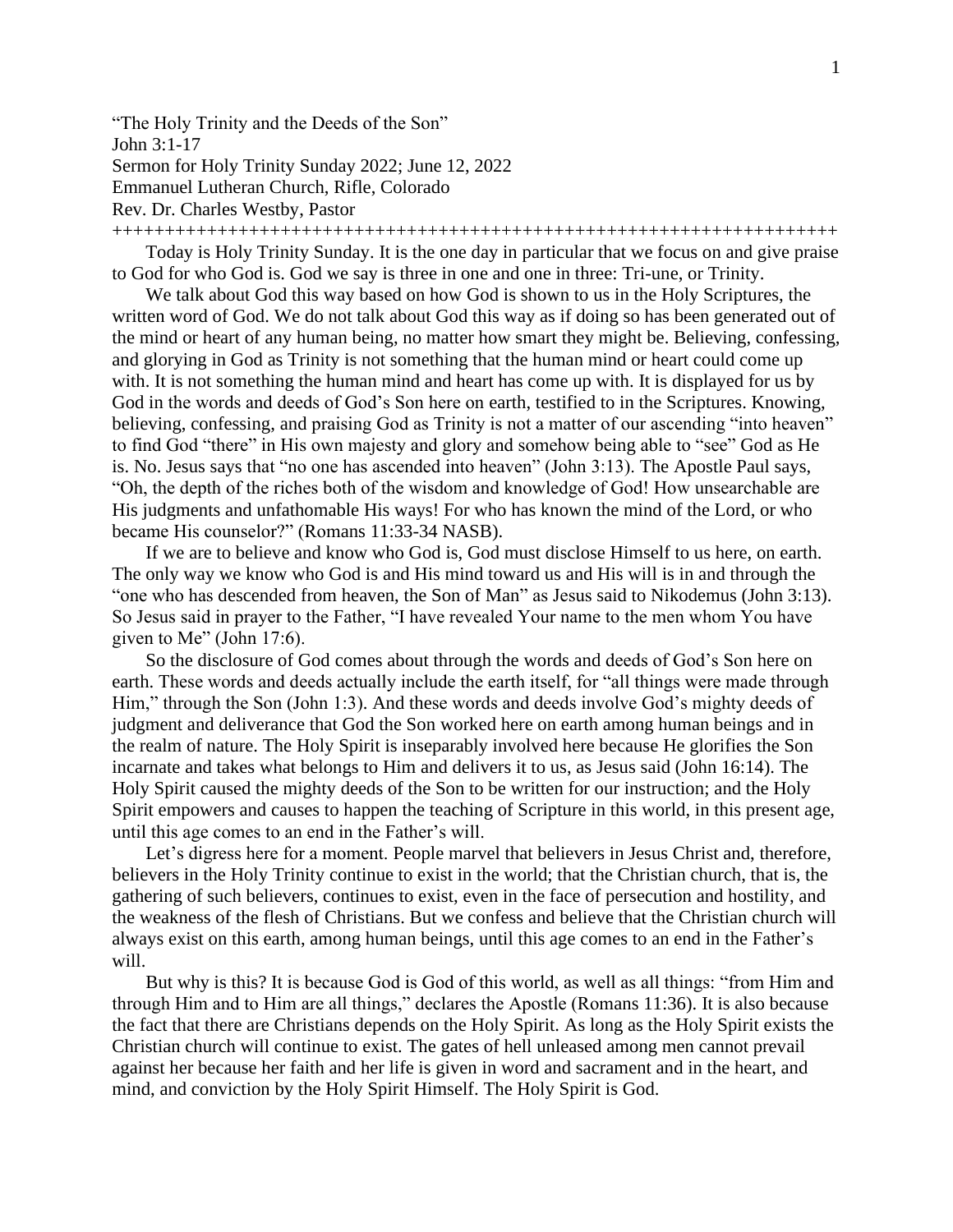"The Holy Trinity and the Deeds of the Son"
John 3:1-17
Sermon for Holy Trinity Sunday 2022; June 12, 2022
Emmanuel Lutheran Church, Rifle, Colorado
Rev. Dr. Charles Westby, Pastor

++++++++++++++++++++++++++++++++++++++++++++++++++++++++++++++++++++++

Today is Holy Trinity Sunday. It is the one day in particular that we focus on and give praise to God for who God is. God we say is three in one and one in three: Tri-une, or Trinity.

We talk about God this way based on how God is shown to us in the Holy Scriptures, the written word of God. We do not talk about God this way as if doing so has been generated out of the mind or heart of any human being, no matter how smart they might be. Believing, confessing, and glorying in God as Trinity is not something that the human mind or heart could come up with. It is not something the human mind and heart has come up with. It is displayed for us by God in the words and deeds of God's Son here on earth, testified to in the Scriptures. Knowing, believing, confessing, and praising God as Trinity is not a matter of our ascending "into heaven" to find God "there" in His own majesty and glory and somehow being able to "see" God as He is. No. Jesus says that "no one has ascended into heaven" (John 3:13). The Apostle Paul says, "Oh, the depth of the riches both of the wisdom and knowledge of God! How unsearchable are His judgments and unfathomable His ways! For who has known the mind of the Lord, or who became His counselor?" (Romans 11:33-34 NASB).

If we are to believe and know who God is, God must disclose Himself to us here, on earth. The only way we know who God is and His mind toward us and His will is in and through the "one who has descended from heaven, the Son of Man" as Jesus said to Nikodemus (John 3:13). So Jesus said in prayer to the Father, "I have revealed Your name to the men whom You have given to Me" (John 17:6).

So the disclosure of God comes about through the words and deeds of God's Son here on earth. These words and deeds actually include the earth itself, for "all things were made through Him," through the Son (John 1:3). And these words and deeds involve God's mighty deeds of judgment and deliverance that God the Son worked here on earth among human beings and in the realm of nature. The Holy Spirit is inseparably involved here because He glorifies the Son incarnate and takes what belongs to Him and delivers it to us, as Jesus said (John 16:14). The Holy Spirit caused the mighty deeds of the Son to be written for our instruction; and the Holy Spirit empowers and causes to happen the teaching of Scripture in this world, in this present age, until this age comes to an end in the Father's will.

Let's digress here for a moment. People marvel that believers in Jesus Christ and, therefore, believers in the Holy Trinity continue to exist in the world; that the Christian church, that is, the gathering of such believers, continues to exist, even in the face of persecution and hostility, and the weakness of the flesh of Christians. But we confess and believe that the Christian church will always exist on this earth, among human beings, until this age comes to an end in the Father's will.

But why is this? It is because God is God of this world, as well as all things: "from Him and through Him and to Him are all things," declares the Apostle (Romans 11:36). It is also because the fact that there are Christians depends on the Holy Spirit. As long as the Holy Spirit exists the Christian church will continue to exist. The gates of hell unleased among men cannot prevail against her because her faith and her life is given in word and sacrament and in the heart, and mind, and conviction by the Holy Spirit Himself. The Holy Spirit is God.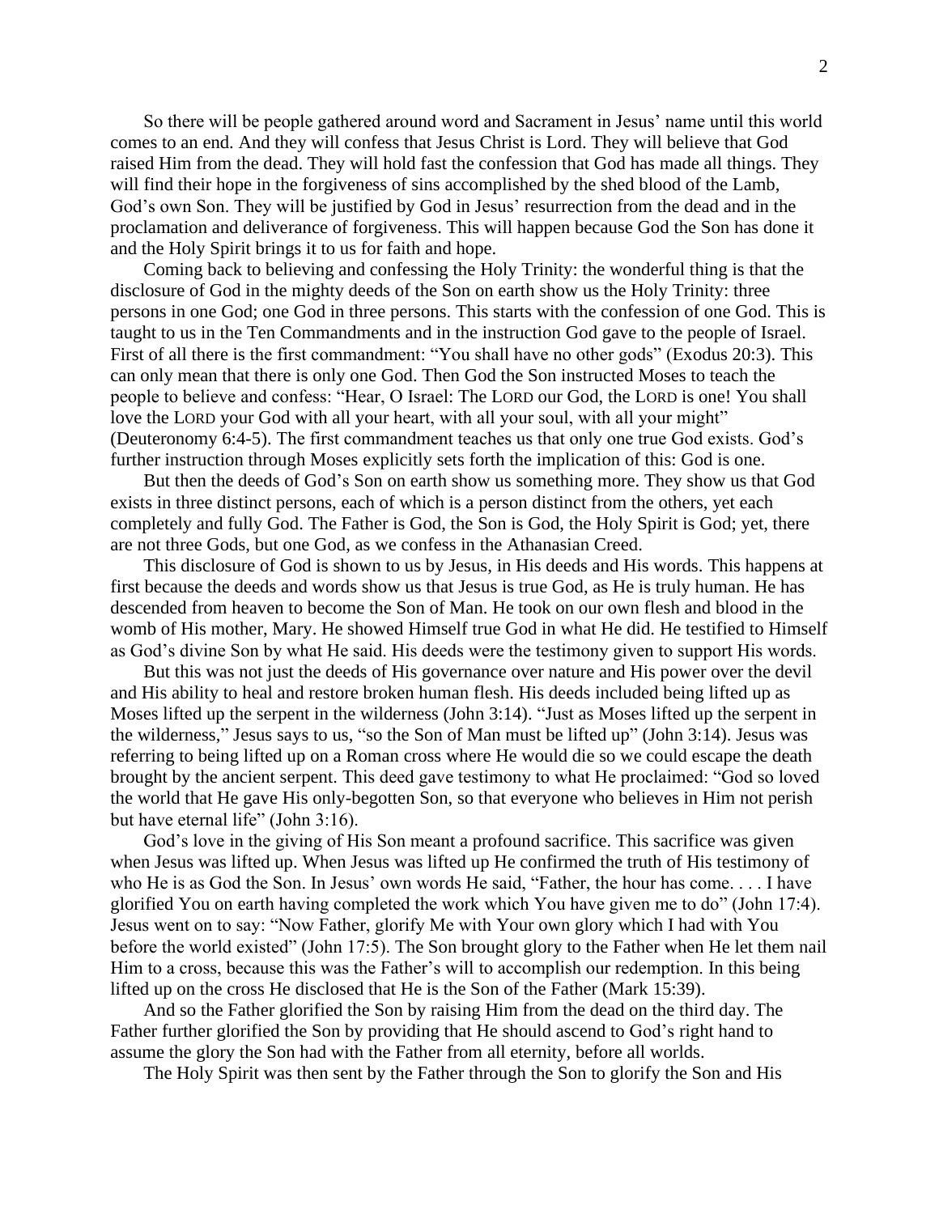So there will be people gathered around word and Sacrament in Jesus' name until this world comes to an end. And they will confess that Jesus Christ is Lord. They will believe that God raised Him from the dead. They will hold fast the confession that God has made all things. They will find their hope in the forgiveness of sins accomplished by the shed blood of the Lamb, God's own Son. They will be justified by God in Jesus' resurrection from the dead and in the proclamation and deliverance of forgiveness. This will happen because God the Son has done it and the Holy Spirit brings it to us for faith and hope.

Coming back to believing and confessing the Holy Trinity: the wonderful thing is that the disclosure of God in the mighty deeds of the Son on earth show us the Holy Trinity: three persons in one God; one God in three persons. This starts with the confession of one God. This is taught to us in the Ten Commandments and in the instruction God gave to the people of Israel. First of all there is the first commandment: "You shall have no other gods" (Exodus 20:3). This can only mean that there is only one God. Then God the Son instructed Moses to teach the people to believe and confess: "Hear, O Israel: The LORD our God, the LORD is one! You shall love the LORD your God with all your heart, with all your soul, with all your might" (Deuteronomy 6:4-5). The first commandment teaches us that only one true God exists. God's further instruction through Moses explicitly sets forth the implication of this: God is one.

But then the deeds of God's Son on earth show us something more. They show us that God exists in three distinct persons, each of which is a person distinct from the others, yet each completely and fully God. The Father is God, the Son is God, the Holy Spirit is God; yet, there are not three Gods, but one God, as we confess in the Athanasian Creed.

This disclosure of God is shown to us by Jesus, in His deeds and His words. This happens at first because the deeds and words show us that Jesus is true God, as He is truly human. He has descended from heaven to become the Son of Man. He took on our own flesh and blood in the womb of His mother, Mary. He showed Himself true God in what He did. He testified to Himself as God's divine Son by what He said. His deeds were the testimony given to support His words.

But this was not just the deeds of His governance over nature and His power over the devil and His ability to heal and restore broken human flesh. His deeds included being lifted up as Moses lifted up the serpent in the wilderness (John 3:14). "Just as Moses lifted up the serpent in the wilderness," Jesus says to us, "so the Son of Man must be lifted up" (John 3:14). Jesus was referring to being lifted up on a Roman cross where He would die so we could escape the death brought by the ancient serpent. This deed gave testimony to what He proclaimed: "God so loved the world that He gave His only-begotten Son, so that everyone who believes in Him not perish but have eternal life" (John 3:16).

God's love in the giving of His Son meant a profound sacrifice. This sacrifice was given when Jesus was lifted up. When Jesus was lifted up He confirmed the truth of His testimony of who He is as God the Son. In Jesus' own words He said, "Father, the hour has come. . . . I have glorified You on earth having completed the work which You have given me to do" (John 17:4). Jesus went on to say: "Now Father, glorify Me with Your own glory which I had with You before the world existed" (John 17:5). The Son brought glory to the Father when He let them nail Him to a cross, because this was the Father's will to accomplish our redemption. In this being lifted up on the cross He disclosed that He is the Son of the Father (Mark 15:39).

And so the Father glorified the Son by raising Him from the dead on the third day. The Father further glorified the Son by providing that He should ascend to God's right hand to assume the glory the Son had with the Father from all eternity, before all worlds.

The Holy Spirit was then sent by the Father through the Son to glorify the Son and His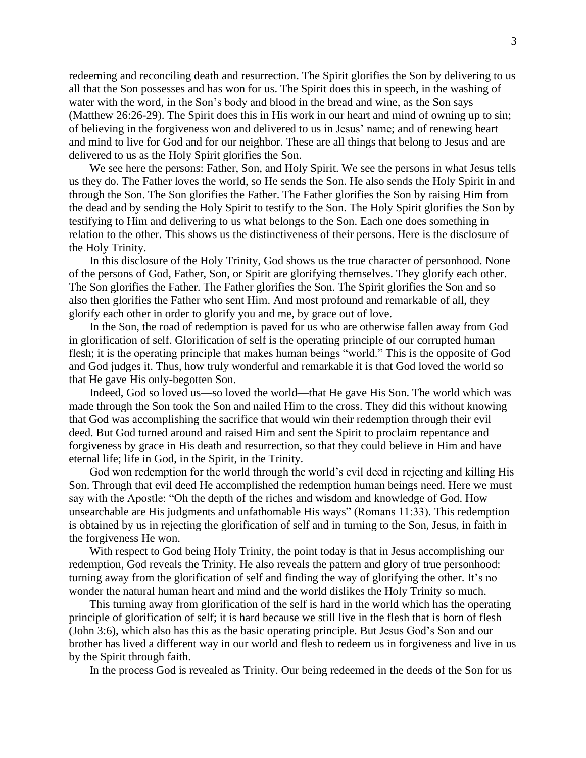redeeming and reconciling death and resurrection. The Spirit glorifies the Son by delivering to us all that the Son possesses and has won for us. The Spirit does this in speech, in the washing of water with the word, in the Son's body and blood in the bread and wine, as the Son says (Matthew 26:26-29). The Spirit does this in His work in our heart and mind of owning up to sin; of believing in the forgiveness won and delivered to us in Jesus' name; and of renewing heart and mind to live for God and for our neighbor. These are all things that belong to Jesus and are delivered to us as the Holy Spirit glorifies the Son.

We see here the persons: Father, Son, and Holy Spirit. We see the persons in what Jesus tells us they do. The Father loves the world, so He sends the Son. He also sends the Holy Spirit in and through the Son. The Son glorifies the Father. The Father glorifies the Son by raising Him from the dead and by sending the Holy Spirit to testify to the Son. The Holy Spirit glorifies the Son by testifying to Him and delivering to us what belongs to the Son. Each one does something in relation to the other. This shows us the distinctiveness of their persons. Here is the disclosure of the Holy Trinity.

In this disclosure of the Holy Trinity, God shows us the true character of personhood. None of the persons of God, Father, Son, or Spirit are glorifying themselves. They glorify each other. The Son glorifies the Father. The Father glorifies the Son. The Spirit glorifies the Son and so also then glorifies the Father who sent Him. And most profound and remarkable of all, they glorify each other in order to glorify you and me, by grace out of love.

In the Son, the road of redemption is paved for us who are otherwise fallen away from God in glorification of self. Glorification of self is the operating principle of our corrupted human flesh; it is the operating principle that makes human beings "world." This is the opposite of God and God judges it. Thus, how truly wonderful and remarkable it is that God loved the world so that He gave His only-begotten Son.

Indeed, God so loved us—so loved the world—that He gave His Son. The world which was made through the Son took the Son and nailed Him to the cross. They did this without knowing that God was accomplishing the sacrifice that would win their redemption through their evil deed. But God turned around and raised Him and sent the Spirit to proclaim repentance and forgiveness by grace in His death and resurrection, so that they could believe in Him and have eternal life; life in God, in the Spirit, in the Trinity.

God won redemption for the world through the world's evil deed in rejecting and killing His Son. Through that evil deed He accomplished the redemption human beings need. Here we must say with the Apostle: "Oh the depth of the riches and wisdom and knowledge of God. How unsearchable are His judgments and unfathomable His ways" (Romans 11:33). This redemption is obtained by us in rejecting the glorification of self and in turning to the Son, Jesus, in faith in the forgiveness He won.

With respect to God being Holy Trinity, the point today is that in Jesus accomplishing our redemption, God reveals the Trinity. He also reveals the pattern and glory of true personhood: turning away from the glorification of self and finding the way of glorifying the other. It's no wonder the natural human heart and mind and the world dislikes the Holy Trinity so much.

This turning away from glorification of the self is hard in the world which has the operating principle of glorification of self; it is hard because we still live in the flesh that is born of flesh (John 3:6), which also has this as the basic operating principle. But Jesus God's Son and our brother has lived a different way in our world and flesh to redeem us in forgiveness and live in us by the Spirit through faith.

In the process God is revealed as Trinity. Our being redeemed in the deeds of the Son for us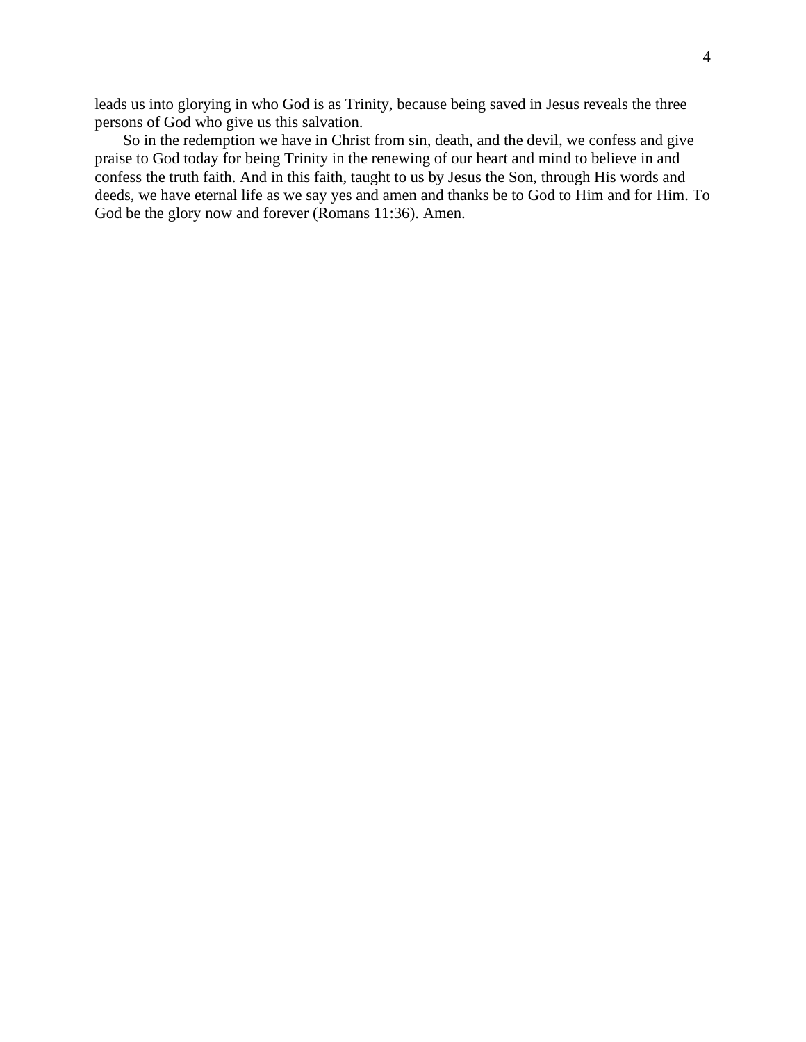leads us into glorying in who God is as Trinity, because being saved in Jesus reveals the three persons of God who give us this salvation.

So in the redemption we have in Christ from sin, death, and the devil, we confess and give praise to God today for being Trinity in the renewing of our heart and mind to believe in and confess the truth faith. And in this faith, taught to us by Jesus the Son, through His words and deeds, we have eternal life as we say yes and amen and thanks be to God to Him and for Him. To God be the glory now and forever (Romans 11:36). Amen.